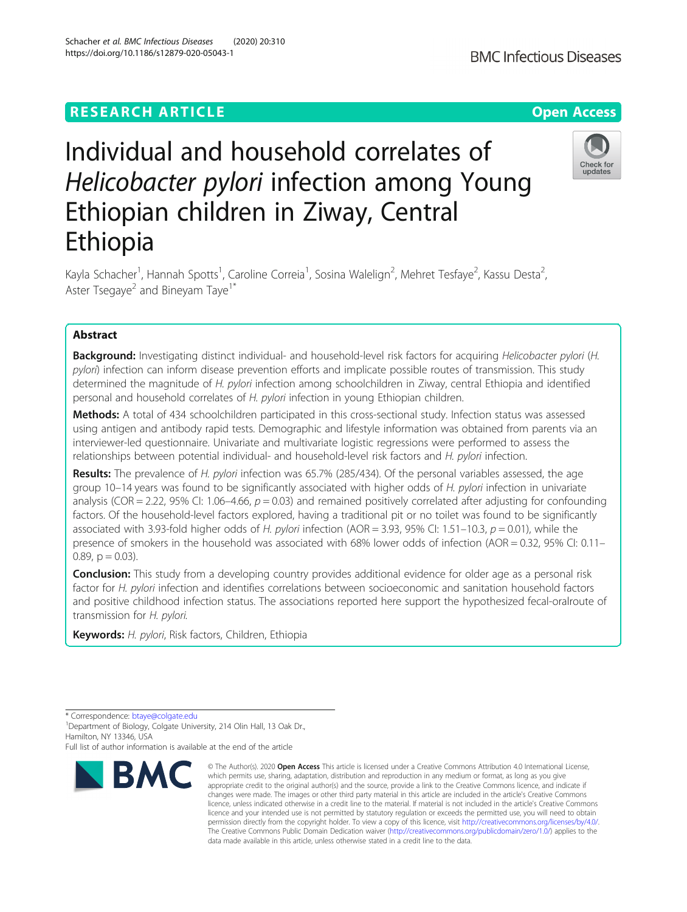RESEARCH ARTICLE

Open Access

# Individual and household correlates of *Helicobacter pylori* infection among Young Ethiopian children in Ziway, Central Ethiopia

Kayla Schacher[1], Hannah Spotts[1], Caroline Correia[1], Sosina Walelign[2], Mehret Tesfaye[2], Kassu Desta[2], Aster Tsegaye[2] and Bineyam Taye[1*]

## Abstract

**Background:** Investigating distinct individual- and household-level risk factors for acquiring *Helicobacter pylori* (*H. pylori*) infection can inform disease prevention efforts and implicate possible routes of transmission. This study determined the magnitude of *H. pylori* infection among schoolchildren in Ziway, central Ethiopia and identified personal and household correlates of *H. pylori* infection in young Ethiopian children.

**Methods:** A total of 434 schoolchildren participated in this cross-sectional study. Infection status was assessed using antigen and antibody rapid tests. Demographic and lifestyle information was obtained from parents via an interviewer-led questionnaire. Univariate and multivariate logistic regressions were performed to assess the relationships between potential individual- and household-level risk factors and *H. pylori* infection.

**Results:** The prevalence of *H. pylori* infection was 65.7% (285/434). Of the personal variables assessed, the age group 10–14 years was found to be significantly associated with higher odds of *H. pylori* infection in univariate analysis (COR = 2.22, 95% CI: 1.06–4.66, $p = 0.03$) and remained positively correlated after adjusting for confounding factors. Of the household-level factors explored, having a traditional pit or no toilet was found to be significantly associated with 3.93-fold higher odds of *H. pylori* infection (AOR = 3.93, 95% CI: 1.51–10.3, $p = 0.01$), while the presence of smokers in the household was associated with 68% lower odds of infection (AOR = 0.32, 95% CI: 0.11–0.89, $p = 0.03$).

**Conclusion:** This study from a developing country provides additional evidence for older age as a personal risk factor for *H. pylori* infection and identifies correlations between socioeconomic and sanitation household factors and positive childhood infection status. The associations reported here support the hypothesized fecal-oralroute of transmission for *H. pylori*.

**Keywords:** *H. pylori*, Risk factors, Children, Ethiopia

\* Correspondence: btaye@colgate.edu

[1]Department of Biology, Colgate University, 214 Olin Hall, 13 Oak Dr., Hamilton, NY 13346, USA

Full list of author information is available at the end of the article

© The Author(s). 2020 **Open Access** This article is licensed under a Creative Commons Attribution 4.0 International License, which permits use, sharing, adaptation, distribution and reproduction in any medium or format, as long as you give appropriate credit to the original author(s) and the source, provide a link to the Creative Commons licence, and indicate if changes were made. The images or other third party material in this article are included in the article's Creative Commons licence, unless indicated otherwise in a credit line to the material. If material is not included in the article's Creative Commons licence and your intended use is not permitted by statutory regulation or exceeds the permitted use, you will need to obtain permission directly from the copyright holder. To view a copy of this licence, visit http://creativecommons.org/licenses/by/4.0/. The Creative Commons Public Domain Dedication waiver (http://creativecommons.org/publicdomain/zero/1.0/) applies to the data made available in this article, unless otherwise stated in a credit line to the data.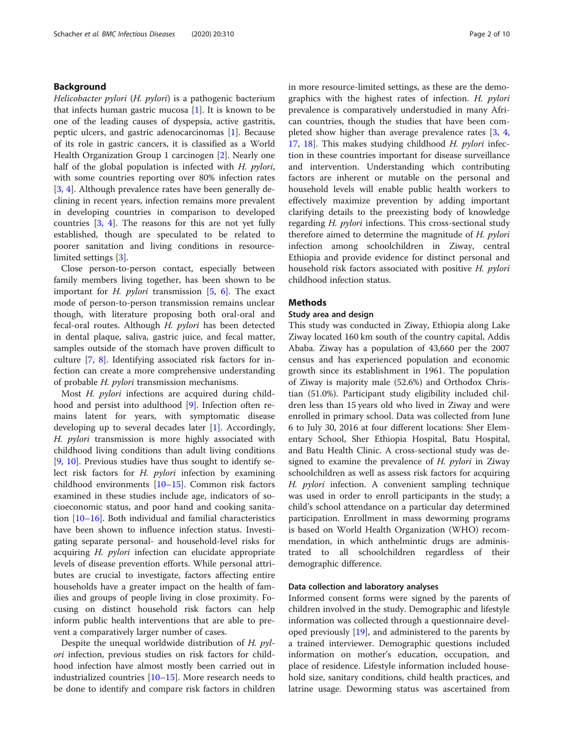## Background

*Helicobacter pylori* (*H. pylori*) is a pathogenic bacterium that infects human gastric mucosa [1]. It is known to be one of the leading causes of dyspepsia, active gastritis, peptic ulcers, and gastric adenocarcinomas [1]. Because of its role in gastric cancers, it is classified as a World Health Organization Group 1 carcinogen [2]. Nearly one half of the global population is infected with *H. pylori*, with some countries reporting over 80% infection rates [3, 4]. Although prevalence rates have been generally declining in recent years, infection remains more prevalent in developing countries in comparison to developed countries [3, 4]. The reasons for this are not yet fully established, though are speculated to be related to poorer sanitation and living conditions in resource-limited settings [3].

Close person-to-person contact, especially between family members living together, has been shown to be important for *H. pylori* transmission [5, 6]. The exact mode of person-to-person transmission remains unclear though, with literature proposing both oral-oral and fecal-oral routes. Although *H. pylori* has been detected in dental plaque, saliva, gastric juice, and fecal matter, samples outside of the stomach have proven difficult to culture [7, 8]. Identifying associated risk factors for infection can create a more comprehensive understanding of probable *H. pylori* transmission mechanisms.

Most *H. pylori* infections are acquired during childhood and persist into adulthood [9]. Infection often remains latent for years, with symptomatic disease developing up to several decades later [1]. Accordingly, *H. pylori* transmission is more highly associated with childhood living conditions than adult living conditions [9, 10]. Previous studies have thus sought to identify select risk factors for *H. pylori* infection by examining childhood environments [10–15]. Common risk factors examined in these studies include age, indicators of socioeconomic status, and poor hand and cooking sanitation [10–16]. Both individual and familial characteristics have been shown to influence infection status. Investigating separate personal- and household-level risks for acquiring *H. pylori* infection can elucidate appropriate levels of disease prevention efforts. While personal attributes are crucial to investigate, factors affecting entire households have a greater impact on the health of families and groups of people living in close proximity. Focusing on distinct household risk factors can help inform public health interventions that are able to prevent a comparatively larger number of cases.

Despite the unequal worldwide distribution of *H. pylori* infection, previous studies on risk factors for childhood infection have almost mostly been carried out in industrialized countries [10–15]. More research needs to be done to identify and compare risk factors in children in more resource-limited settings, as these are the demographics with the highest rates of infection. *H. pylori* prevalence is comparatively understudied in many African countries, though the studies that have been completed show higher than average prevalence rates [3, 4, 17, 18]. This makes studying childhood *H. pylori* infection in these countries important for disease surveillance and intervention. Understanding which contributing factors are inherent or mutable on the personal and household levels will enable public health workers to effectively maximize prevention by adding important clarifying details to the preexisting body of knowledge regarding *H. pylori* infections. This cross-sectional study therefore aimed to determine the magnitude of *H. pylori* infection among schoolchildren in Ziway, central Ethiopia and provide evidence for distinct personal and household risk factors associated with positive *H. pylori* childhood infection status.

## Methods

### Study area and design

This study was conducted in Ziway, Ethiopia along Lake Ziway located 160 km south of the country capital, Addis Ababa. Ziway has a population of 43,660 per the 2007 census and has experienced population and economic growth since its establishment in 1961. The population of Ziway is majority male (52.6%) and Orthodox Christian (51.0%). Participant study eligibility included children less than 15 years old who lived in Ziway and were enrolled in primary school. Data was collected from June 6 to July 30, 2016 at four different locations: Sher Elementary School, Sher Ethiopia Hospital, Batu Hospital, and Batu Health Clinic. A cross-sectional study was designed to examine the prevalence of *H. pylori* in Ziway schoolchildren as well as assess risk factors for acquiring *H. pylori* infection. A convenient sampling technique was used in order to enroll participants in the study; a child's school attendance on a particular day determined participation. Enrollment in mass deworming programs is based on World Health Organization (WHO) recommendation, in which anthelmintic drugs are administrated to all schoolchildren regardless of their demographic difference.

### Data collection and laboratory analyses

Informed consent forms were signed by the parents of children involved in the study. Demographic and lifestyle information was collected through a questionnaire developed previously [19], and administered to the parents by a trained interviewer. Demographic questions included information on mother's education, occupation, and place of residence. Lifestyle information included household size, sanitary conditions, child health practices, and latrine usage. Deworming status was ascertained from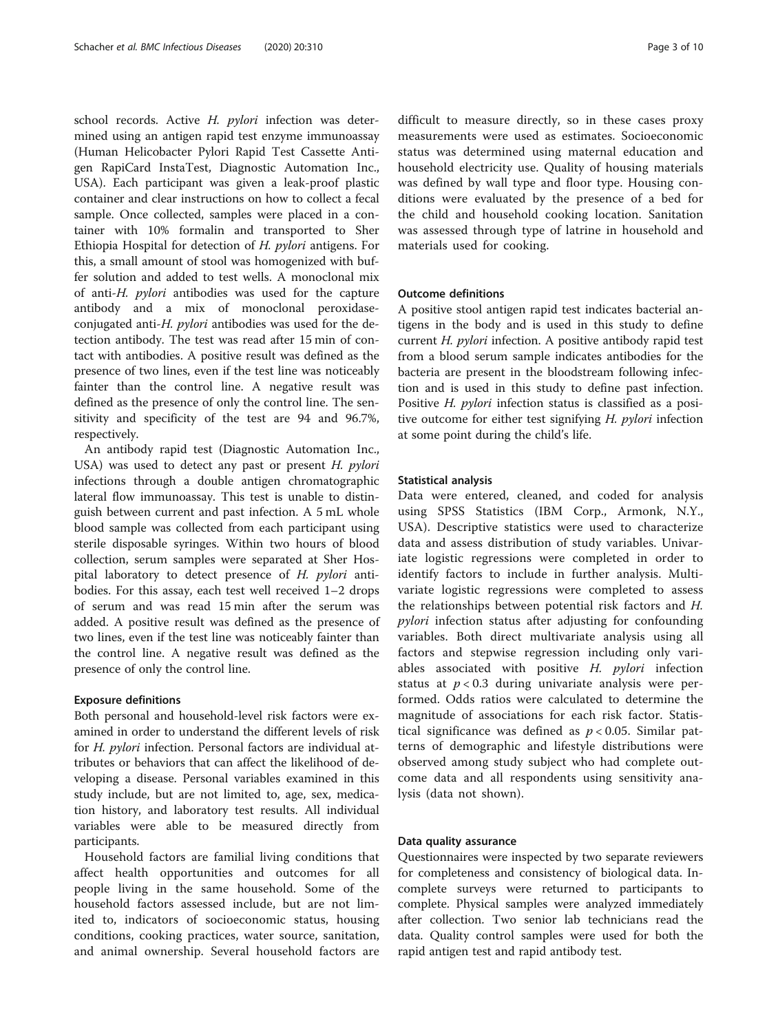school records. Active *H. pylori* infection was determined using an antigen rapid test enzyme immunoassay (Human Helicobacter Pylori Rapid Test Cassette Antigen RapiCard InstaTest, Diagnostic Automation Inc., USA). Each participant was given a leak-proof plastic container and clear instructions on how to collect a fecal sample. Once collected, samples were placed in a container with 10% formalin and transported to Sher Ethiopia Hospital for detection of *H. pylori* antigens. For this, a small amount of stool was homogenized with buffer solution and added to test wells. A monoclonal mix of anti-*H. pylori* antibodies was used for the capture antibody and a mix of monoclonal peroxidase-conjugated anti-*H. pylori* antibodies was used for the detection antibody. The test was read after 15 min of contact with antibodies. A positive result was defined as the presence of two lines, even if the test line was noticeably fainter than the control line. A negative result was defined as the presence of only the control line. The sensitivity and specificity of the test are 94 and 96.7%, respectively.

An antibody rapid test (Diagnostic Automation Inc., USA) was used to detect any past or present *H. pylori* infections through a double antigen chromatographic lateral flow immunoassay. This test is unable to distinguish between current and past infection. A 5 mL whole blood sample was collected from each participant using sterile disposable syringes. Within two hours of blood collection, serum samples were separated at Sher Hospital laboratory to detect presence of *H. pylori* antibodies. For this assay, each test well received 1–2 drops of serum and was read 15 min after the serum was added. A positive result was defined as the presence of two lines, even if the test line was noticeably fainter than the control line. A negative result was defined as the presence of only the control line.

### Exposure definitions

Both personal and household-level risk factors were examined in order to understand the different levels of risk for *H. pylori* infection. Personal factors are individual attributes or behaviors that can affect the likelihood of developing a disease. Personal variables examined in this study include, but are not limited to, age, sex, medication history, and laboratory test results. All individual variables were able to be measured directly from participants.

Household factors are familial living conditions that affect health opportunities and outcomes for all people living in the same household. Some of the household factors assessed include, but are not limited to, indicators of socioeconomic status, housing conditions, cooking practices, water source, sanitation, and animal ownership. Several household factors are difficult to measure directly, so in these cases proxy measurements were used as estimates. Socioeconomic status was determined using maternal education and household electricity use. Quality of housing materials was defined by wall type and floor type. Housing conditions were evaluated by the presence of a bed for the child and household cooking location. Sanitation was assessed through type of latrine in household and materials used for cooking.

### Outcome definitions

A positive stool antigen rapid test indicates bacterial antigens in the body and is used in this study to define current *H. pylori* infection. A positive antibody rapid test from a blood serum sample indicates antibodies for the bacteria are present in the bloodstream following infection and is used in this study to define past infection. Positive *H. pylori* infection status is classified as a positive outcome for either test signifying *H. pylori* infection at some point during the child's life.

### Statistical analysis

Data were entered, cleaned, and coded for analysis using SPSS Statistics (IBM Corp., Armonk, N.Y., USA). Descriptive statistics were used to characterize data and assess distribution of study variables. Univariate logistic regressions were completed in order to identify factors to include in further analysis. Multivariate logistic regressions were completed to assess the relationships between potential risk factors and *H. pylori* infection status after adjusting for confounding variables. Both direct multivariate analysis using all factors and stepwise regression including only variables associated with positive *H. pylori* infection status at $p < 0.3$ during univariate analysis were performed. Odds ratios were calculated to determine the magnitude of associations for each risk factor. Statistical significance was defined as $p < 0.05$. Similar patterns of demographic and lifestyle distributions were observed among study subject who had complete outcome data and all respondents using sensitivity analysis (data not shown).

### Data quality assurance

Questionnaires were inspected by two separate reviewers for completeness and consistency of biological data. Incomplete surveys were returned to participants to complete. Physical samples were analyzed immediately after collection. Two senior lab technicians read the data. Quality control samples were used for both the rapid antigen test and rapid antibody test.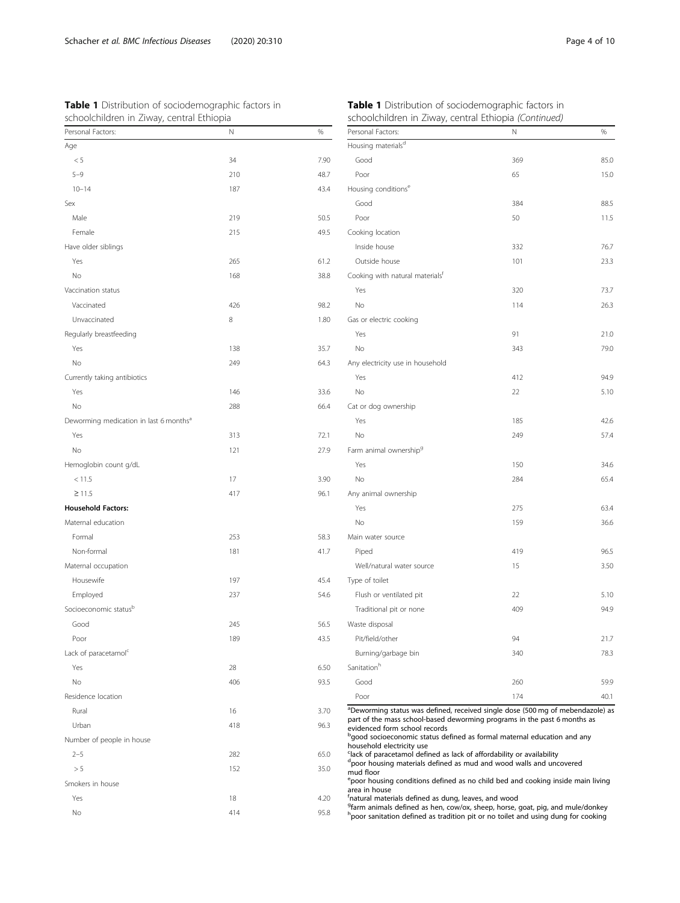**Table 1** Distribution of sociodemographic factors in schoolchildren in Ziway, central Ethiopia

| Personal Factors: | N | % |
|---|---|---|
| Age | | |
| < 5 | 34 | 7.90 |
| 5–9 | 210 | 48.7 |
| 10–14 | 187 | 43.4 |
| Sex | | |
| Male | 219 | 50.5 |
| Female | 215 | 49.5 |
| Have older siblings | | |
| Yes | 265 | 61.2 |
| No | 168 | 38.8 |
| Vaccination status | | |
| Vaccinated | 426 | 98.2 |
| Unvaccinated | 8 | 1.80 |
| Regularly breastfeeding | | |
| Yes | 138 | 35.7 |
| No | 249 | 64.3 |
| Currently taking antibiotics | | |
| Yes | 146 | 33.6 |
| No | 288 | 66.4 |
| Deworming medication in last 6 months[a] | | |
| Yes | 313 | 72.1 |
| No | 121 | 27.9 |
| Hemoglobin count g/dL | | |
| < 11.5 | 17 | 3.90 |
| ≥ 11.5 | 417 | 96.1 |
| **Household Factors:** | | |
| Maternal education | | |
| Formal | 253 | 58.3 |
| Non-formal | 181 | 41.7 |
| Maternal occupation | | |
| Housewife | 197 | 45.4 |
| Employed | 237 | 54.6 |
| Socioeconomic status[b] | | |
| Good | 245 | 56.5 |
| Poor | 189 | 43.5 |
| Lack of paracetamol[c] | | |
| Yes | 28 | 6.50 |
| No | 406 | 93.5 |
| Residence location | | |
| Rural | 16 | 3.70 |
| Urban | 418 | 96.3 |
| Number of people in house | | |
| 2–5 | 282 | 65.0 |
| > 5 | 152 | 35.0 |
| Smokers in house | | |
| Yes | 18 | 4.20 |
| No | 414 | 95.8 |
| Housing materials[d] | | |
| Good | 369 | 85.0 |
| Poor | 65 | 15.0 |
| Housing conditions[e] | | |
| Good | 384 | 88.5 |
| Poor | 50 | 11.5 |
| Cooking location | | |
| Inside house | 332 | 76.7 |
| Outside house | 101 | 23.3 |
| Cooking with natural materials[f] | | |
| Yes | 320 | 73.7 |
| No | 114 | 26.3 |
| Gas or electric cooking | | |
| Yes | 91 | 21.0 |
| No | 343 | 79.0 |
| Any electricity use in household | | |
| Yes | 412 | 94.9 |
| No | 22 | 5.10 |
| Cat or dog ownership | | |
| Yes | 185 | 42.6 |
| No | 249 | 57.4 |
| Farm animal ownership[g] | | |
| Yes | 150 | 34.6 |
| No | 284 | 65.4 |
| Any animal ownership | | |
| Yes | 275 | 63.4 |
| No | 159 | 36.6 |
| Main water source | | |
| Piped | 419 | 96.5 |
| Well/natural water source | 15 | 3.50 |
| Type of toilet | | |
| Flush or ventilated pit | 22 | 5.10 |
| Traditional pit or none | 409 | 94.9 |
| Waste disposal | | |
| Pit/field/other | 94 | 21.7 |
| Burning/garbage bin | 340 | 78.3 |
| Sanitation[h] | | |
| Good | 260 | 59.9 |
| Poor | 174 | 40.1 |

[a]Deworming status was defined, received single dose (500 mg of mebendazole) as part of the mass school-based deworming programs in the past 6 months as evidenced form school records
[b]good socioeconomic status defined as formal maternal education and any household electricity use
[c]lack of paracetamol defined as lack of affordability or availability
[d]poor housing materials defined as mud and wood walls and uncovered mud floor
[e]poor housing conditions defined as no child bed and cooking inside main living area in house
[f]natural materials defined as dung, leaves, and wood
[g]farm animals defined as hen, cow/ox, sheep, horse, goat, pig, and mule/donkey
[h]poor sanitation defined as tradition pit or no toilet and using dung for cooking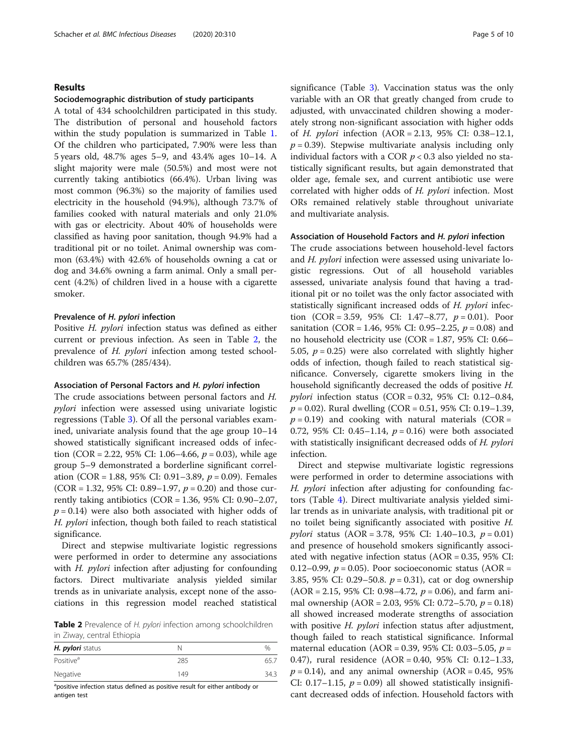## Results

### Sociodemographic distribution of study participants

A total of 434 schoolchildren participated in this study. The distribution of personal and household factors within the study population is summarized in Table 1. Of the children who participated, 7.90% were less than 5 years old, 48.7% ages 5–9, and 43.4% ages 10–14. A slight majority were male (50.5%) and most were not currently taking antibiotics (66.4%). Urban living was most common (96.3%) so the majority of families used electricity in the household (94.9%), although 73.7% of families cooked with natural materials and only 21.0% with gas or electricity. About 40% of households were classified as having poor sanitation, though 94.9% had a traditional pit or no toilet. Animal ownership was common (63.4%) with 42.6% of households owning a cat or dog and 34.6% owning a farm animal. Only a small percent (4.2%) of children lived in a house with a cigarette smoker.

### Prevalence of *H. pylori* infection

Positive *H. pylori* infection status was defined as either current or previous infection. As seen in Table 2, the prevalence of *H. pylori* infection among tested schoolchildren was 65.7% (285/434).

### Association of Personal Factors and *H. pylori* infection

The crude associations between personal factors and *H. pylori* infection were assessed using univariate logistic regressions (Table 3). Of all the personal variables examined, univariate analysis found that the age group 10–14 showed statistically significant increased odds of infection (COR = 2.22, 95% CI: 1.06–4.66, $p = 0.03$), while age group 5–9 demonstrated a borderline significant correlation (COR = 1.88, 95% CI: 0.91–3.89, $p = 0.09$). Females (COR = 1.32, 95% CI: 0.89–1.97, $p = 0.20$) and those currently taking antibiotics (COR = 1.36, 95% CI: 0.90–2.07, $p = 0.14$) were also both associated with higher odds of *H. pylori* infection, though both failed to reach statistical significance.

Direct and stepwise multivariate logistic regressions were performed in order to determine any associations with *H. pylori* infection after adjusting for confounding factors. Direct multivariate analysis yielded similar trends as in univariate analysis, except none of the associations in this regression model reached statistical significance (Table 3). Vaccination status was the only variable with an OR that greatly changed from crude to adjusted, with unvaccinated children showing a moderately strong non-significant association with higher odds of *H. pylori* infection (AOR = 2.13, 95% CI: 0.38–12.1, $p = 0.39$). Stepwise multivariate analysis including only individual factors with a COR $p < 0.3$ also yielded no statistically significant results, but again demonstrated that older age, female sex, and current antibiotic use were correlated with higher odds of *H. pylori* infection. Most ORs remained relatively stable throughout univariate and multivariate analysis.

**Table 2** Prevalence of *H. pylori* infection among schoolchildren in Ziway, central Ethiopia

| ***H. pylori*** **status** | N | % |
|---|---|---|
| Positive[a] | 285 | 65.7 |
| Negative | 149 | 34.3 |

[a]positive infection status defined as positive result for either antibody or antigen test

### Association of Household Factors and *H. pylori* infection

The crude associations between household-level factors and *H. pylori* infection were assessed using univariate logistic regressions. Out of all household variables assessed, univariate analysis found that having a traditional pit or no toilet was the only factor associated with statistically significant increased odds of *H. pylori* infection (COR = 3.59, 95% CI: 1.47–8.77, $p = 0.01$). Poor sanitation (COR = 1.46, 95% CI: 0.95–2.25, $p = 0.08$) and no household electricity use (COR = 1.87, 95% CI: 0.66–5.05, $p = 0.25$) were also correlated with slightly higher odds of infection, though failed to reach statistical significance. Conversely, cigarette smokers living in the household significantly decreased the odds of positive *H. pylori* infection status (COR = 0.32, 95% CI: 0.12–0.84, $p = 0.02$). Rural dwelling (COR = 0.51, 95% CI: 0.19–1.39, $p = 0.19$) and cooking with natural materials (COR = 0.72, 95% CI: 0.45–1.14, $p = 0.16$) were both associated with statistically insignificant decreased odds of *H. pylori* infection.

Direct and stepwise multivariate logistic regressions were performed in order to determine associations with *H. pylori* infection after adjusting for confounding factors (Table 4). Direct multivariate analysis yielded similar trends as in univariate analysis, with traditional pit or no toilet being significantly associated with positive *H. pylori* status (AOR = 3.78, 95% CI: 1.40–10.3, $p = 0.01$) and presence of household smokers significantly associated with negative infection status (AOR = 0.35, 95% CI: 0.12–0.99, $p = 0.05$). Poor socioeconomic status (AOR = 3.85, 95% CI: 0.29–50.8. $p = 0.31$), cat or dog ownership (AOR = 2.15, 95% CI: 0.98–4.72, $p = 0.06$), and farm animal ownership (AOR = 2.03, 95% CI: 0.72–5.70, $p = 0.18$) all showed increased moderate strengths of association with positive *H. pylori* infection status after adjustment, though failed to reach statistical significance. Informal maternal education (AOR = 0.39, 95% CI: 0.03–5.05, $p = 0.47$), rural residence (AOR = 0.40, 95% CI: 0.12–1.33, $p = 0.14$), and any animal ownership (AOR = 0.45, 95% CI: 0.17–1.15, $p = 0.09$) all showed statistically insignificant decreased odds of infection. Household factors with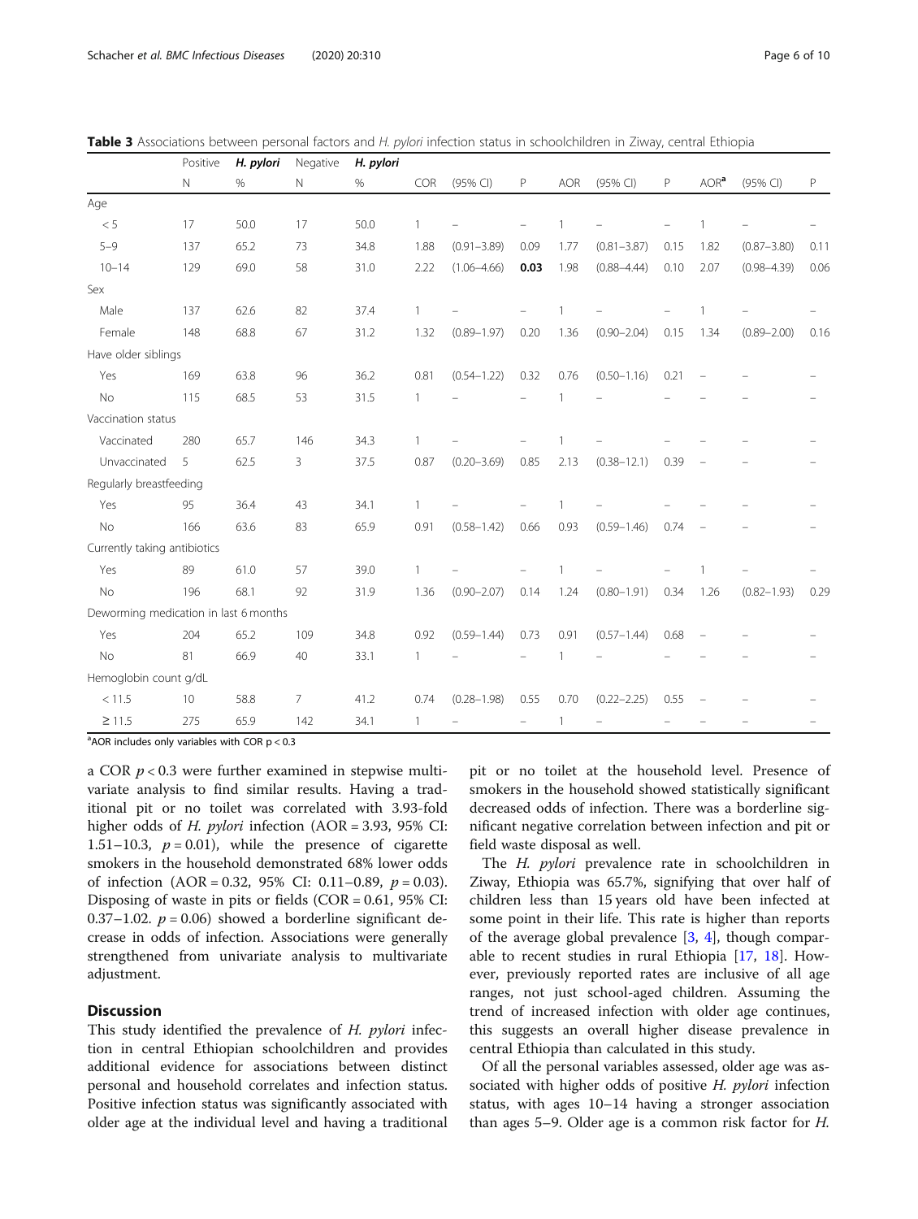**Table 3** Associations between personal factors and *H. pylori* infection status in schoolchildren in Ziway, central Ethiopia

| | Positive | *H. pylori* | Negative | *H. pylori* | | | | | | | | | |
|---|---|---|---|---|---|---|---|---|---|---|---|---|---|
| | N | % | N | % | COR | (95% CI) | P | AOR | (95% CI) | P | AOR[a] | (95% CI) | P |
| Age | | | | | | | | | | | | | |
| < 5 | 17 | 50.0 | 17 | 50.0 | 1 | – | – | 1 | – | – | 1 | – | – |
| 5–9 | 137 | 65.2 | 73 | 34.8 | 1.88 | (0.91–3.89) | 0.09 | 1.77 | (0.81–3.87) | 0.15 | 1.82 | (0.87–3.80) | 0.11 |
| 10–14 | 129 | 69.0 | 58 | 31.0 | 2.22 | (1.06–4.66) | **0.03** | 1.98 | (0.88–4.44) | 0.10 | 2.07 | (0.98–4.39) | 0.06 |
| Sex | | | | | | | | | | | | | |
| Male | 137 | 62.6 | 82 | 37.4 | 1 | – | – | 1 | – | – | 1 | – | – |
| Female | 148 | 68.8 | 67 | 31.2 | 1.32 | (0.89–1.97) | 0.20 | 1.36 | (0.90–2.04) | 0.15 | 1.34 | (0.89–2.00) | 0.16 |
| Have older siblings | | | | | | | | | | | | | |
| Yes | 169 | 63.8 | 96 | 36.2 | 0.81 | (0.54–1.22) | 0.32 | 0.76 | (0.50–1.16) | 0.21 | – | – | – |
| No | 115 | 68.5 | 53 | 31.5 | 1 | – | – | 1 | – | – | – | – | – |
| Vaccination status | | | | | | | | | | | | | |
| Vaccinated | 280 | 65.7 | 146 | 34.3 | 1 | – | – | 1 | – | – | – | – | – |
| Unvaccinated | 5 | 62.5 | 3 | 37.5 | 0.87 | (0.20–3.69) | 0.85 | 2.13 | (0.38–12.1) | 0.39 | – | – | – |
| Regularly breastfeeding | | | | | | | | | | | | | |
| Yes | 95 | 36.4 | 43 | 34.1 | 1 | – | – | 1 | – | – | – | – | – |
| No | 166 | 63.6 | 83 | 65.9 | 0.91 | (0.58–1.42) | 0.66 | 0.93 | (0.59–1.46) | 0.74 | – | – | – |
| Currently taking antibiotics | | | | | | | | | | | | | |
| Yes | 89 | 61.0 | 57 | 39.0 | 1 | – | – | 1 | – | – | 1 | – | – |
| No | 196 | 68.1 | 92 | 31.9 | 1.36 | (0.90–2.07) | 0.14 | 1.24 | (0.80–1.91) | 0.34 | 1.26 | (0.82–1.93) | 0.29 |
| Deworming medication in last 6 months | | | | | | | | | | | | | |
| Yes | 204 | 65.2 | 109 | 34.8 | 0.92 | (0.59–1.44) | 0.73 | 0.91 | (0.57–1.44) | 0.68 | – | – | – |
| No | 81 | 66.9 | 40 | 33.1 | 1 | – | – | 1 | – | – | – | – | – |
| Hemoglobin count g/dL | | | | | | | | | | | | | |
| < 11.5 | 10 | 58.8 | 7 | 41.2 | 0.74 | (0.28–1.98) | 0.55 | 0.70 | (0.22–2.25) | 0.55 | – | – | – |
| ≥ 11.5 | 275 | 65.9 | 142 | 34.1 | 1 | – | – | 1 | – | – | – | – | – |

[a]AOR includes only variables with COR $p < 0.3$

a COR $p < 0.3$ were further examined in stepwise multivariate analysis to find similar results. Having a traditional pit or no toilet was correlated with 3.93-fold higher odds of *H. pylori* infection (AOR = 3.93, 95% CI: 1.51–10.3, $p = 0.01$), while the presence of cigarette smokers in the household demonstrated 68% lower odds of infection (AOR = 0.32, 95% CI: 0.11–0.89, $p = 0.03$). Disposing of waste in pits or fields (COR = 0.61, 95% CI: 0.37–1.02. $p = 0.06$) showed a borderline significant decrease in odds of infection. Associations were generally strengthened from univariate analysis to multivariate adjustment.

## Discussion

This study identified the prevalence of *H. pylori* infection in central Ethiopian schoolchildren and provides additional evidence for associations between distinct personal and household correlates and infection status. Positive infection status was significantly associated with older age at the individual level and having a traditional pit or no toilet at the household level. Presence of smokers in the household showed statistically significant decreased odds of infection. There was a borderline significant negative correlation between infection and pit or field waste disposal as well.

The *H. pylori* prevalence rate in schoolchildren in Ziway, Ethiopia was 65.7%, signifying that over half of children less than 15 years old have been infected at some point in their life. This rate is higher than reports of the average global prevalence [3, 4], though comparable to recent studies in rural Ethiopia [17, 18]. However, previously reported rates are inclusive of all age ranges, not just school-aged children. Assuming the trend of increased infection with older age continues, this suggests an overall higher disease prevalence in central Ethiopia than calculated in this study.

Of all the personal variables assessed, older age was associated with higher odds of positive *H. pylori* infection status, with ages 10–14 having a stronger association than ages 5–9. Older age is a common risk factor for *H.*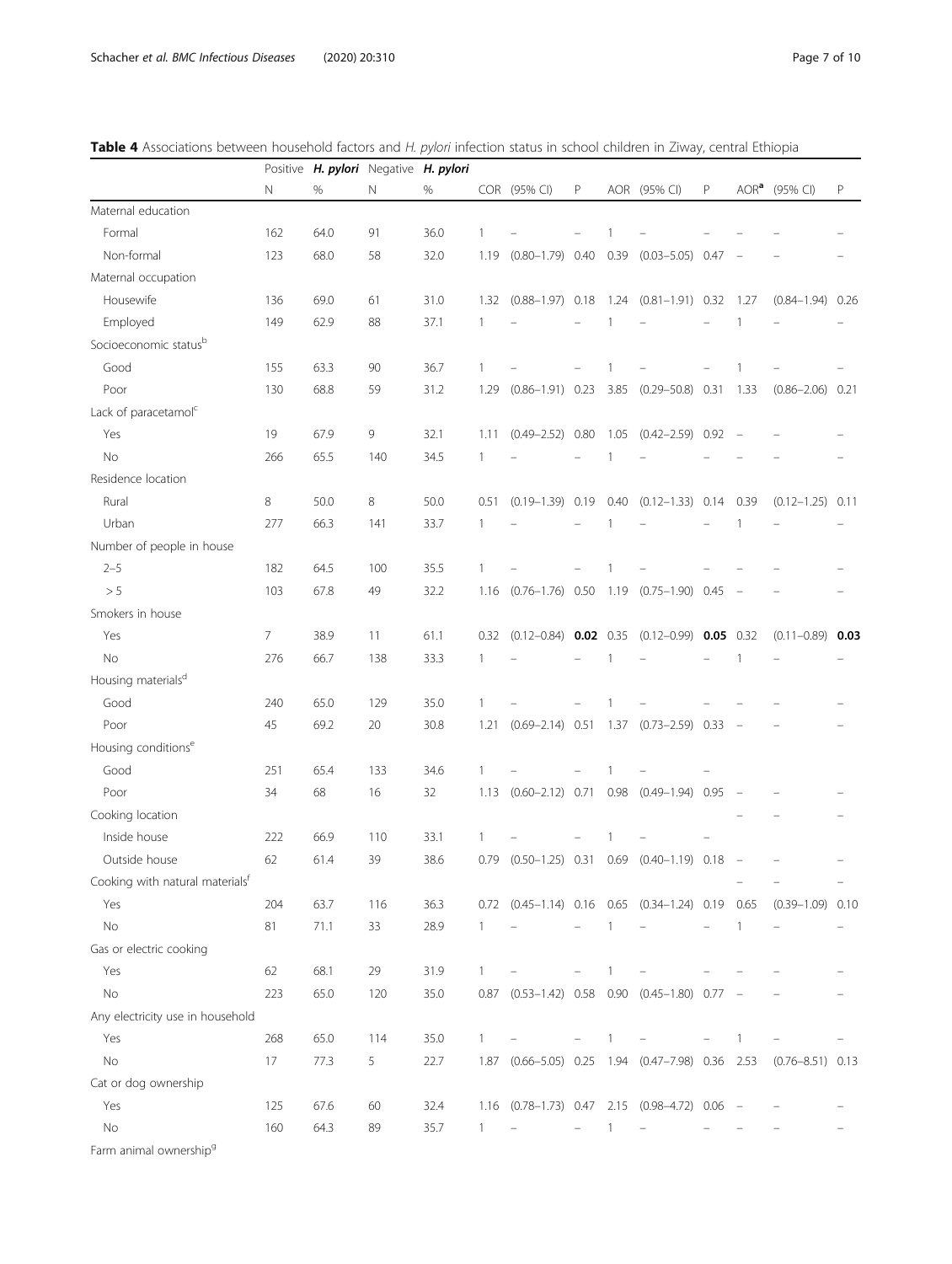**Table 4** Associations between household factors and *H. pylori* infection status in school children in Ziway, central Ethiopia

| | Positive ***H. pylori*** | | Negative ***H. pylori*** | | | | | | | | | | |
|---|---|---|---|---|---|---|---|---|---|---|---|---|---|
| | N | % | N | % | COR | (95% CI) | P | AOR | (95% CI) | P | AOR[a] | (95% CI) | P |
| Maternal education | | | | | | | | | | | | | |
| Formal | 162 | 64.0 | 91 | 36.0 | 1 | – | – | 1 | – | – | – | – | – |
| Non-formal | 123 | 68.0 | 58 | 32.0 | 1.19 | (0.80–1.79) | 0.40 | 0.39 | (0.03–5.05) | 0.47 | – | – | – |
| Maternal occupation | | | | | | | | | | | | | |
| Housewife | 136 | 69.0 | 61 | 31.0 | 1.32 | (0.88–1.97) | 0.18 | 1.24 | (0.81–1.91) | 0.32 | 1.27 | (0.84–1.94) | 0.26 |
| Employed | 149 | 62.9 | 88 | 37.1 | 1 | – | – | 1 | – | – | 1 | – | – |
| Socioeconomic status[b] | | | | | | | | | | | | | |
| Good | 155 | 63.3 | 90 | 36.7 | 1 | – | – | 1 | – | – | 1 | – | – |
| Poor | 130 | 68.8 | 59 | 31.2 | 1.29 | (0.86–1.91) | 0.23 | 3.85 | (0.29–50.8) | 0.31 | 1.33 | (0.86–2.06) | 0.21 |
| Lack of paracetamol[c] | | | | | | | | | | | | | |
| Yes | 19 | 67.9 | 9 | 32.1 | 1.11 | (0.49–2.52) | 0.80 | 1.05 | (0.42–2.59) | 0.92 | – | – | – |
| No | 266 | 65.5 | 140 | 34.5 | 1 | – | – | 1 | – | – | – | – | – |
| Residence location | | | | | | | | | | | | | |
| Rural | 8 | 50.0 | 8 | 50.0 | 0.51 | (0.19–1.39) | 0.19 | 0.40 | (0.12–1.33) | 0.14 | 0.39 | (0.12–1.25) | 0.11 |
| Urban | 277 | 66.3 | 141 | 33.7 | 1 | – | – | 1 | – | – | 1 | – | – |
| Number of people in house | | | | | | | | | | | | | |
| 2–5 | 182 | 64.5 | 100 | 35.5 | 1 | – | – | 1 | – | – | – | – | – |
| > 5 | 103 | 67.8 | 49 | 32.2 | 1.16 | (0.76–1.76) | 0.50 | 1.19 | (0.75–1.90) | 0.45 | – | – | – |
| Smokers in house | | | | | | | | | | | | | |
| Yes | 7 | 38.9 | 11 | 61.1 | 0.32 | (0.12–0.84) | **0.02** | 0.35 | (0.12–0.99) | **0.05** | 0.32 | (0.11–0.89) | **0.03** |
| No | 276 | 66.7 | 138 | 33.3 | 1 | – | – | 1 | – | – | 1 | – | – |
| Housing materials[d] | | | | | | | | | | | | | |
| Good | 240 | 65.0 | 129 | 35.0 | 1 | – | – | 1 | – | – | – | – | – |
| Poor | 45 | 69.2 | 20 | 30.8 | 1.21 | (0.69–2.14) | 0.51 | 1.37 | (0.73–2.59) | 0.33 | – | – | – |
| Housing conditions[e] | | | | | | | | | | | | | |
| Good | 251 | 65.4 | 133 | 34.6 | 1 | – | – | 1 | – | – | | | |
| Poor | 34 | 68 | 16 | 32 | 1.13 | (0.60–2.12) | 0.71 | 0.98 | (0.49–1.94) | 0.95 | – | – | – |
| Cooking location | | | | | | | | | | | – | – | – |
| Inside house | 222 | 66.9 | 110 | 33.1 | 1 | – | – | 1 | – | – | | | |
| Outside house | 62 | 61.4 | 39 | 38.6 | 0.79 | (0.50–1.25) | 0.31 | 0.69 | (0.40–1.19) | 0.18 | – | – | – |
| Cooking with natural materials[f] | | | | | | | | | | | – | – | – |
| Yes | 204 | 63.7 | 116 | 36.3 | 0.72 | (0.45–1.14) | 0.16 | 0.65 | (0.34–1.24) | 0.19 | 0.65 | (0.39–1.09) | 0.10 |
| No | 81 | 71.1 | 33 | 28.9 | 1 | – | – | 1 | – | – | 1 | – | – |
| Gas or electric cooking | | | | | | | | | | | | | |
| Yes | 62 | 68.1 | 29 | 31.9 | 1 | – | – | 1 | – | – | – | – | – |
| No | 223 | 65.0 | 120 | 35.0 | 0.87 | (0.53–1.42) | 0.58 | 0.90 | (0.45–1.80) | 0.77 | – | – | – |
| Any electricity use in household | | | | | | | | | | | | | |
| Yes | 268 | 65.0 | 114 | 35.0 | 1 | – | – | 1 | – | – | 1 | – | – |
| No | 17 | 77.3 | 5 | 22.7 | 1.87 | (0.66–5.05) | 0.25 | 1.94 | (0.47–7.98) | 0.36 | 2.53 | (0.76–8.51) | 0.13 |
| Cat or dog ownership | | | | | | | | | | | | | |
| Yes | 125 | 67.6 | 60 | 32.4 | 1.16 | (0.78–1.73) | 0.47 | 2.15 | (0.98–4.72) | 0.06 | – | – | – |
| No | 160 | 64.3 | 89 | 35.7 | 1 | – | – | 1 | – | – | – | – | – |
| Farm animal ownership[g] | | | | | | | | | | | | | |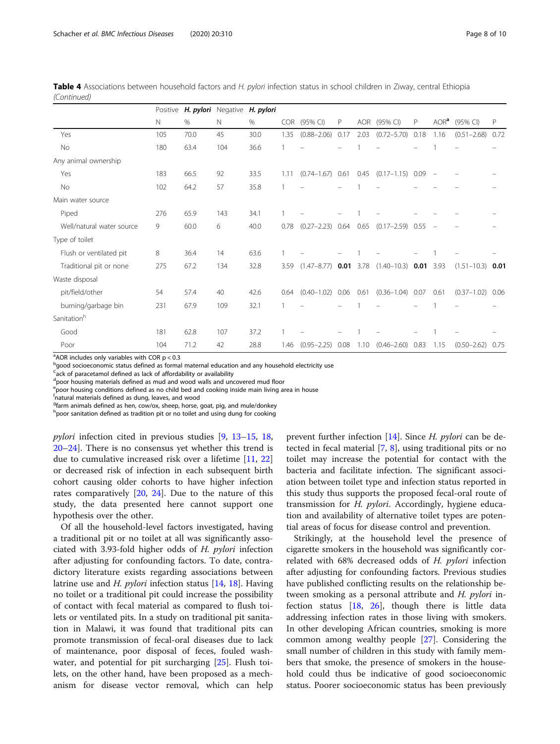**Table 4** Associations between household factors and *H. pylori* infection status in school children in Ziway, central Ethiopia *(Continued)*

| | Positive *H. pylori* | | Negative *H. pylori* | | | | | | | | | | |
|---|---|---|---|---|---|---|---|---|---|---|---|---|---|
| | N | % | N | % | COR | (95% CI) | P | AOR | (95% CI) | P | AOR[a] | (95% CI) | P |
| Yes | 105 | 70.0 | 45 | 30.0 | 1.35 | (0.88–2.06) | 0.17 | 2.03 | (0.72–5.70) | 0.18 | 1.16 | (0.51–2.68) | 0.72 |
| No | 180 | 63.4 | 104 | 36.6 | 1 | – | – | 1 | – | – | 1 | – | – |
| Any animal ownership | | | | | | | | | | | | | |
| Yes | 183 | 66.5 | 92 | 33.5 | 1.11 | (0.74–1.67) | 0.61 | 0.45 | (0.17–1.15) | 0.09 | – | – | – |
| No | 102 | 64.2 | 57 | 35.8 | 1 | – | – | 1 | – | – | – | – | – |
| Main water source | | | | | | | | | | | | | |
| Piped | 276 | 65.9 | 143 | 34.1 | 1 | – | – | 1 | – | – | – | – | – |
| Well/natural water source | 9 | 60.0 | 6 | 40.0 | 0.78 | (0.27–2.23) | 0.64 | 0.65 | (0.17–2.59) | 0.55 | – | – | – |
| Type of toilet | | | | | | | | | | | | | |
| Flush or ventilated pit | 8 | 36.4 | 14 | 63.6 | 1 | – | – | 1 | – | – | 1 | – | – |
| Traditional pit or none | 275 | 67.2 | 134 | 32.8 | 3.59 | (1.47–8.77) | **0.01** | 3.78 | (1.40–10.3) | **0.01** | 3.93 | (1.51–10.3) | **0.01** |
| Waste disposal | | | | | | | | | | | | | |
| pit/field/other | 54 | 57.4 | 40 | 42.6 | 0.64 | (0.40–1.02) | 0.06 | 0.61 | (0.36–1.04) | 0.07 | 0.61 | (0.37–1.02) | 0.06 |
| burning/garbage bin | 231 | 67.9 | 109 | 32.1 | 1 | – | – | 1 | – | – | 1 | – | – |
| Sanitation[h] | | | | | | | | | | | | | |
| Good | 181 | 62.8 | 107 | 37.2 | 1 | – | – | 1 | – | – | 1 | – | – |
| Poor | 104 | 71.2 | 42 | 28.8 | 1.46 | (0.95–2.25) | 0.08 | 1.10 | (0.46–2.60) | 0.83 | 1.15 | (0.50–2.62) | 0.75 |

[a]AOR includes only variables with COR p < 0.3
[b]good socioeconomic status defined as formal maternal education and any household electricity use
[c]ack of paracetamol defined as lack of affordability or availability
[d]poor housing materials defined as mud and wood walls and uncovered mud floor
[e]poor housing conditions defined as no child bed and cooking inside main living area in house
[f]natural materials defined as dung, leaves, and wood
[g]farm animals defined as hen, cow/ox, sheep, horse, goat, pig, and mule/donkey
[h]poor sanitation defined as tradition pit or no toilet and using dung for cooking

*pylori* infection cited in previous studies [9, 13–15, 18, 20–24]. There is no consensus yet whether this trend is due to cumulative increased risk over a lifetime [11, 22] or decreased risk of infection in each subsequent birth cohort causing older cohorts to have higher infection rates comparatively [20, 24]. Due to the nature of this study, the data presented here cannot support one hypothesis over the other.

Of all the household-level factors investigated, having a traditional pit or no toilet at all was significantly associated with 3.93-fold higher odds of *H. pylori* infection after adjusting for confounding factors. To date, contradictory literature exists regarding associations between latrine use and *H. pylori* infection status [14, 18]. Having no toilet or a traditional pit could increase the possibility of contact with fecal material as compared to flush toilets or ventilated pits. In a study on traditional pit sanitation in Malawi, it was found that traditional pits can promote transmission of fecal-oral diseases due to lack of maintenance, poor disposal of feces, fouled washwater, and potential for pit surcharging [25]. Flush toilets, on the other hand, have been proposed as a mechanism for disease vector removal, which can help prevent further infection [14]. Since *H. pylori* can be detected in fecal material [7, 8], using traditional pits or no toilet may increase the potential for contact with the bacteria and facilitate infection. The significant association between toilet type and infection status reported in this study thus supports the proposed fecal-oral route of transmission for *H. pylori*. Accordingly, hygiene education and availability of alternative toilet types are potential areas of focus for disease control and prevention.

Strikingly, at the household level the presence of cigarette smokers in the household was significantly correlated with 68% decreased odds of *H. pylori* infection after adjusting for confounding factors. Previous studies have published conflicting results on the relationship between smoking as a personal attribute and *H. pylori* infection status [18, 26], though there is little data addressing infection rates in those living with smokers. In other developing African countries, smoking is more common among wealthy people [27]. Considering the small number of children in this study with family members that smoke, the presence of smokers in the household could thus be indicative of good socioeconomic status. Poorer socioeconomic status has been previously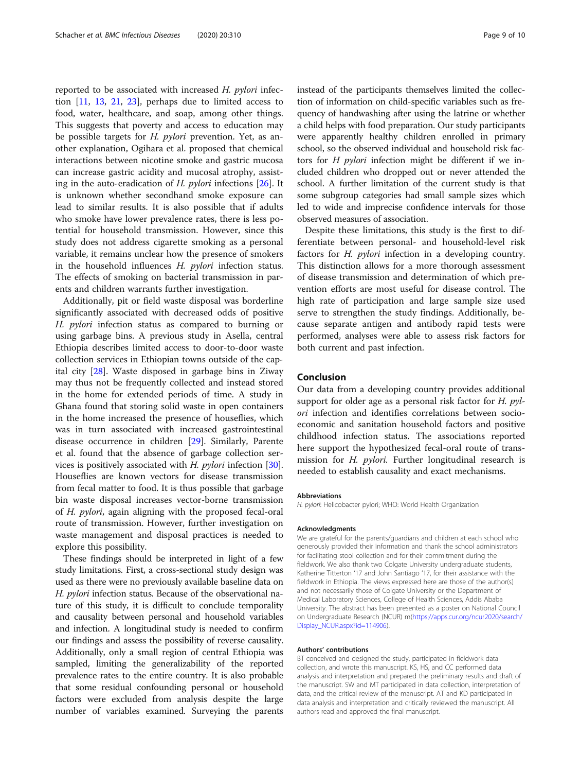reported to be associated with increased *H. pylori* infection [11, 13, 21, 23], perhaps due to limited access to food, water, healthcare, and soap, among other things. This suggests that poverty and access to education may be possible targets for *H. pylori* prevention. Yet, as another explanation, Ogihara et al. proposed that chemical interactions between nicotine smoke and gastric mucosa can increase gastric acidity and mucosal atrophy, assisting in the auto-eradication of *H. pylori* infections [26]. It is unknown whether secondhand smoke exposure can lead to similar results. It is also possible that if adults who smoke have lower prevalence rates, there is less potential for household transmission. However, since this study does not address cigarette smoking as a personal variable, it remains unclear how the presence of smokers in the household influences *H. pylori* infection status. The effects of smoking on bacterial transmission in parents and children warrants further investigation.

Additionally, pit or field waste disposal was borderline significantly associated with decreased odds of positive *H. pylori* infection status as compared to burning or using garbage bins. A previous study in Asella, central Ethiopia describes limited access to door-to-door waste collection services in Ethiopian towns outside of the capital city [28]. Waste disposed in garbage bins in Ziway may thus not be frequently collected and instead stored in the home for extended periods of time. A study in Ghana found that storing solid waste in open containers in the home increased the presence of houseflies, which was in turn associated with increased gastrointestinal disease occurrence in children [29]. Similarly, Parente et al. found that the absence of garbage collection services is positively associated with *H. pylori* infection [30]. Houseflies are known vectors for disease transmission from fecal matter to food. It is thus possible that garbage bin waste disposal increases vector-borne transmission of *H. pylori*, again aligning with the proposed fecal-oral route of transmission. However, further investigation on waste management and disposal practices is needed to explore this possibility.

These findings should be interpreted in light of a few study limitations. First, a cross-sectional study design was used as there were no previously available baseline data on *H. pylori* infection status. Because of the observational nature of this study, it is difficult to conclude temporality and causality between personal and household variables and infection. A longitudinal study is needed to confirm our findings and assess the possibility of reverse causality. Additionally, only a small region of central Ethiopia was sampled, limiting the generalizability of the reported prevalence rates to the entire country. It is also probable that some residual confounding personal or household factors were excluded from analysis despite the large number of variables examined. Surveying the parents instead of the participants themselves limited the collection of information on child-specific variables such as frequency of handwashing after using the latrine or whether a child helps with food preparation. Our study participants were apparently healthy children enrolled in primary school, so the observed individual and household risk factors for *H pylori* infection might be different if we included children who dropped out or never attended the school. A further limitation of the current study is that some subgroup categories had small sample sizes which led to wide and imprecise confidence intervals for those observed measures of association.

Despite these limitations, this study is the first to differentiate between personal- and household-level risk factors for *H. pylori* infection in a developing country. This distinction allows for a more thorough assessment of disease transmission and determination of which prevention efforts are most useful for disease control. The high rate of participation and large sample size used serve to strengthen the study findings. Additionally, because separate antigen and antibody rapid tests were performed, analyses were able to assess risk factors for both current and past infection.

## Conclusion

Our data from a developing country provides additional support for older age as a personal risk factor for *H. pylori* infection and identifies correlations between socioeconomic and sanitation household factors and positive childhood infection status. The associations reported here support the hypothesized fecal-oral route of transmission for *H. pylori.* Further longitudinal research is needed to establish causality and exact mechanisms.

#### Abbreviations

*H. pylori*: Helicobacter pylori; WHO: World Health Organization

#### Acknowledgments

We are grateful for the parents/guardians and children at each school who generously provided their information and thank the school administrators for facilitating stool collection and for their commitment during the fieldwork. We also thank two Colgate University undergraduate students, Katherine Titterton '17 and John Santiago '17, for their assistance with the fieldwork in Ethiopia. The views expressed here are those of the author(s) and not necessarily those of Colgate University or the Department of Medical Laboratory Sciences, College of Health Sciences, Addis Ababa University. The abstract has been presented as a poster on National Council on Undergraduate Research (NCUR) m(https://apps.cur.org/ncur2020/search/Display_NCUR.aspx?id=114906).

#### Authors' contributions

BT conceived and designed the study, participated in fieldwork data collection, and wrote this manuscript. KS, HS, and CC performed data analysis and interpretation and prepared the preliminary results and draft of the manuscript. SW and MT participated in data collection, interpretation of data, and the critical review of the manuscript. AT and KD participated in data analysis and interpretation and critically reviewed the manuscript. All authors read and approved the final manuscript.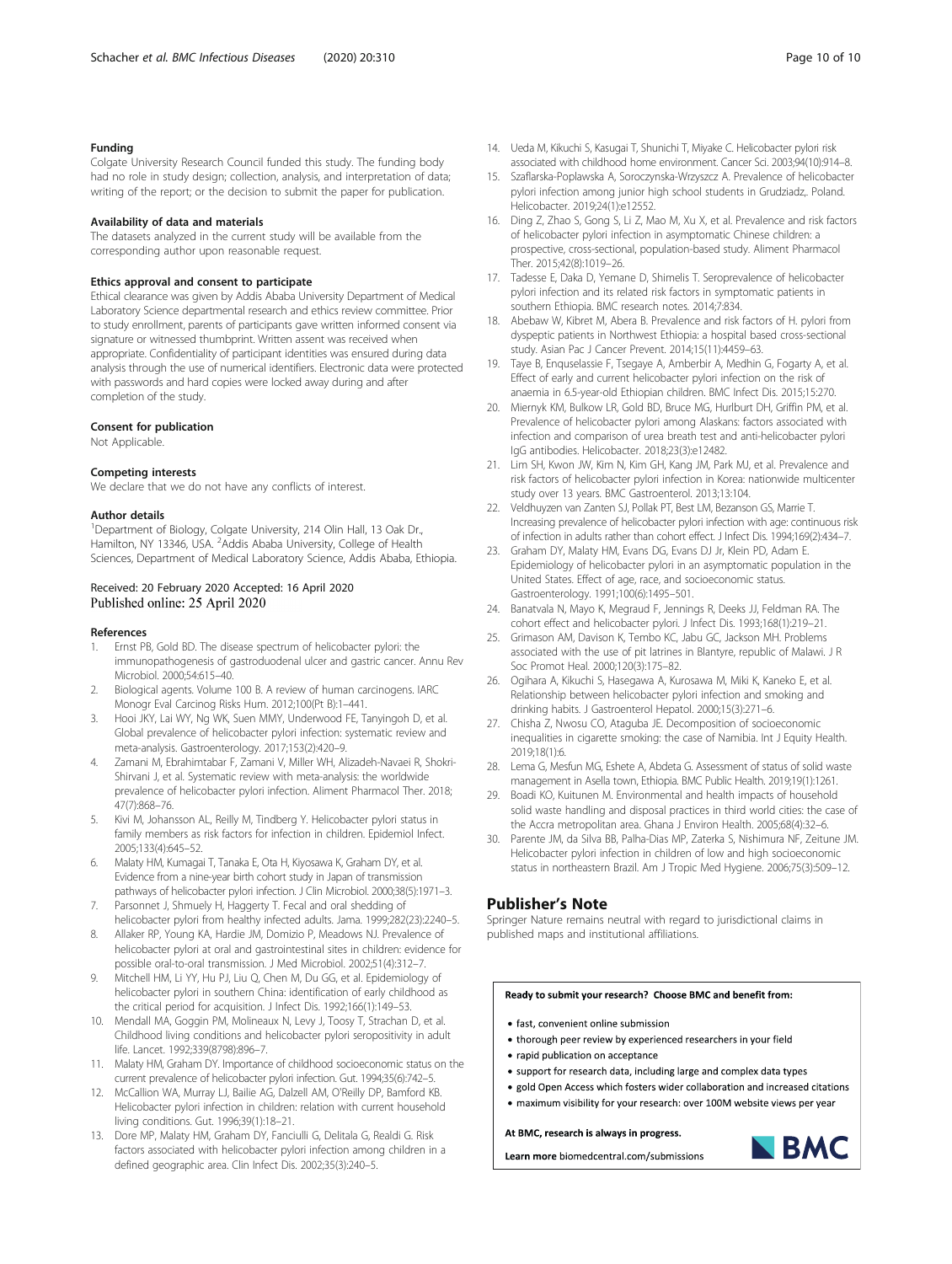### Funding

Colgate University Research Council funded this study. The funding body had no role in study design; collection, analysis, and interpretation of data; writing of the report; or the decision to submit the paper for publication.

### Availability of data and materials

The datasets analyzed in the current study will be available from the corresponding author upon reasonable request.

### Ethics approval and consent to participate

Ethical clearance was given by Addis Ababa University Department of Medical Laboratory Science departmental research and ethics review committee. Prior to study enrollment, parents of participants gave written informed consent via signature or witnessed thumbprint. Written assent was received when appropriate. Confidentiality of participant identities was ensured during data analysis through the use of numerical identifiers. Electronic data were protected with passwords and hard copies were locked away during and after completion of the study.

### Consent for publication

Not Applicable.

### Competing interests

We declare that we do not have any conflicts of interest.

### Author details

[1]Department of Biology, Colgate University, 214 Olin Hall, 13 Oak Dr., Hamilton, NY 13346, USA. [2]Addis Ababa University, College of Health Sciences, Department of Medical Laboratory Science, Addis Ababa, Ethiopia.

Received: 20 February 2020 Accepted: 16 April 2020
Published online: 25 April 2020

### References

1. Ernst PB, Gold BD. The disease spectrum of helicobacter pylori: the immunopathogenesis of gastroduodenal ulcer and gastric cancer. Annu Rev Microbiol. 2000;54:615–40.
2. Biological agents. Volume 100 B. A review of human carcinogens. IARC Monogr Eval Carcinog Risks Hum. 2012;100(Pt B):1–441.
3. Hooi JKY, Lai WY, Ng WK, Suen MMY, Underwood FE, Tanyingoh D, et al. Global prevalence of helicobacter pylori infection: systematic review and meta-analysis. Gastroenterology. 2017;153(2):420–9.
4. Zamani M, Ebrahimtabar F, Zamani V, Miller WH, Alizadeh-Navaei R, Shokri-Shirvani J, et al. Systematic review with meta-analysis: the worldwide prevalence of helicobacter pylori infection. Aliment Pharmacol Ther. 2018; 47(7):868–76.
5. Kivi M, Johansson AL, Reilly M, Tindberg Y. Helicobacter pylori status in family members as risk factors for infection in children. Epidemiol Infect. 2005;133(4):645–52.
6. Malaty HM, Kumagai T, Tanaka E, Ota H, Kiyosawa K, Graham DY, et al. Evidence from a nine-year birth cohort study in Japan of transmission pathways of helicobacter pylori infection. J Clin Microbiol. 2000;38(5):1971–3.
7. Parsonnet J, Shmuely H, Haggerty T. Fecal and oral shedding of helicobacter pylori from healthy infected adults. Jama. 1999;282(23):2240–5.
8. Allaker RP, Young KA, Hardie JM, Domizio P, Meadows NJ. Prevalence of helicobacter pylori at oral and gastrointestinal sites in children: evidence for possible oral-to-oral transmission. J Med Microbiol. 2002;51(4):312–7.
9. Mitchell HM, Li YY, Hu PJ, Liu Q, Chen M, Du GG, et al. Epidemiology of helicobacter pylori in southern China: identification of early childhood as the critical period for acquisition. J Infect Dis. 1992;166(1):149–53.
10. Mendall MA, Goggin PM, Molineaux N, Levy J, Toosy T, Strachan D, et al. Childhood living conditions and helicobacter pylori seropositivity in adult life. Lancet. 1992;339(8798):896–7.
11. Malaty HM, Graham DY. Importance of childhood socioeconomic status on the current prevalence of helicobacter pylori infection. Gut. 1994;35(6):742–5.
12. McCallion WA, Murray LJ, Bailie AG, Dalzell AM, O'Reilly DP, Bamford KB. Helicobacter pylori infection in children: relation with current household living conditions. Gut. 1996;39(1):18–21.
13. Dore MP, Malaty HM, Graham DY, Fanciulli G, Delitala G, Realdi G. Risk factors associated with helicobacter pylori infection among children in a defined geographic area. Clin Infect Dis. 2002;35(3):240–5.
14. Ueda M, Kikuchi S, Kasugai T, Shunichi T, Miyake C. Helicobacter pylori risk associated with childhood home environment. Cancer Sci. 2003;94(10):914–8.
15. Szaflarska-Poplawska A, Soroczynska-Wrzyszcz A. Prevalence of helicobacter pylori infection among junior high school students in Grudziadz,. Poland. Helicobacter. 2019;24(1):e12552.
16. Ding Z, Zhao S, Gong S, Li Z, Mao M, Xu X, et al. Prevalence and risk factors of helicobacter pylori infection in asymptomatic Chinese children: a prospective, cross-sectional, population-based study. Aliment Pharmacol Ther. 2015;42(8):1019–26.
17. Tadesse E, Daka D, Yemane D, Shimelis T. Seroprevalence of helicobacter pylori infection and its related risk factors in symptomatic patients in southern Ethiopia. BMC research notes. 2014;7:834.
18. Abebaw W, Kibret M, Abera B. Prevalence and risk factors of H. pylori from dyspeptic patients in Northwest Ethiopia: a hospital based cross-sectional study. Asian Pac J Cancer Prevent. 2014;15(11):4459–63.
19. Taye B, Enquselassie F, Tsegaye A, Amberbir A, Medhin G, Fogarty A, et al. Effect of early and current helicobacter pylori infection on the risk of anaemia in 6.5-year-old Ethiopian children. BMC Infect Dis. 2015;15:270.
20. Miernyk KM, Bulkow LR, Gold BD, Bruce MG, Hurlburt DH, Griffin PM, et al. Prevalence of helicobacter pylori among Alaskans: factors associated with infection and comparison of urea breath test and anti-helicobacter pylori IgG antibodies. Helicobacter. 2018;23(3):e12482.
21. Lim SH, Kwon JW, Kim N, Kim GH, Kang JM, Park MJ, et al. Prevalence and risk factors of helicobacter pylori infection in Korea: nationwide multicenter study over 13 years. BMC Gastroenterol. 2013;13:104.
22. Veldhuyzen van Zanten SJ, Pollak PT, Best LM, Bezanson GS, Marrie T. Increasing prevalence of helicobacter pylori infection with age: continuous risk of infection in adults rather than cohort effect. J Infect Dis. 1994;169(2):434–7.
23. Graham DY, Malaty HM, Evans DG, Evans DJ Jr, Klein PD, Adam E. Epidemiology of helicobacter pylori in an asymptomatic population in the United States. Effect of age, race, and socioeconomic status. Gastroenterology. 1991;100(6):1495–501.
24. Banatvala N, Mayo K, Megraud F, Jennings R, Deeks JJ, Feldman RA. The cohort effect and helicobacter pylori. J Infect Dis. 1993;168(1):219–21.
25. Grimason AM, Davison K, Tembo KC, Jabu GC, Jackson MH. Problems associated with the use of pit latrines in Blantyre, republic of Malawi. J R Soc Promot Heal. 2000;120(3):175–82.
26. Ogihara A, Kikuchi S, Hasegawa A, Kurosawa M, Miki K, Kaneko E, et al. Relationship between helicobacter pylori infection and smoking and drinking habits. J Gastroenterol Hepatol. 2000;15(3):271–6.
27. Chisha Z, Nwosu CO, Ataguba JE. Decomposition of socioeconomic inequalities in cigarette smoking: the case of Namibia. Int J Equity Health. 2019;18(1):6.
28. Lema G, Mesfun MG, Eshete A, Abdeta G. Assessment of status of solid waste management in Asella town, Ethiopia. BMC Public Health. 2019;19(1):1261.
29. Boadi KO, Kuitunen M. Environmental and health impacts of household solid waste handling and disposal practices in third world cities: the case of the Accra metropolitan area. Ghana J Environ Health. 2005;68(4):32–6.
30. Parente JM, da Silva BB, Palha-Dias MP, Zaterka S, Nishimura NF, Zeitune JM. Helicobacter pylori infection in children of low and high socioeconomic status in northeastern Brazil. Am J Tropic Med Hygiene. 2006;75(3):509–12.

## Publisher's Note

Springer Nature remains neutral with regard to jurisdictional claims in published maps and institutional affiliations.

**Ready to submit your research? Choose BMC and benefit from:**

- fast, convenient online submission
- thorough peer review by experienced researchers in your field
- rapid publication on acceptance
- support for research data, including large and complex data types
- gold Open Access which fosters wider collaboration and increased citations
- maximum visibility for your research: over 100M website views per year

**At BMC, research is always in progress.**

**Learn more** biomedcentral.com/submissions

BMC